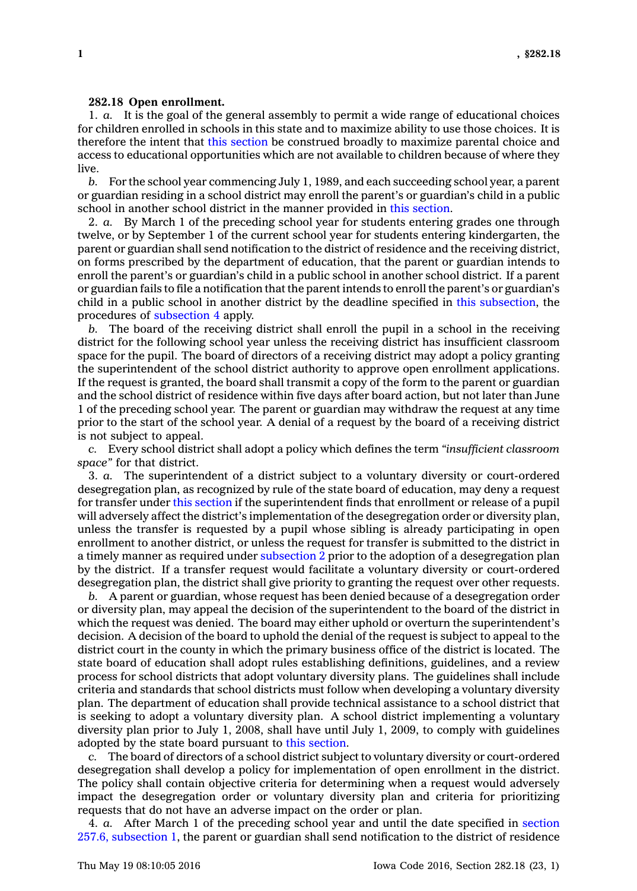**282.18 Open enrollment.**

1. *a.* It is the goal of the general assembly to permit a wide range of educational choices for children enrolled in schools in this state and to maximize ability to use those choices. It is therefore the intent that this section be construed broadly to maximize parental choice and access to educational opportunities which are not available to children because of where they live.

*b.* For the school year commencing July 1, 1989, and each succeeding school year, a parent or guardian residing in a school district may enroll the parent's or guardian's child in a public school in another school district in the manner provided in this section.

2. *a.* By March 1 of the preceding school year for students entering grades one through twelve, or by September 1 of the current school year for students entering kindergarten, the parent or guardian shall send notification to the district of residence and the receiving district, on forms prescribed by the department of education, that the parent or guardian intends to enroll the parent's or guardian's child in a public school in another school district. If a parent or guardian fails to file a notification that the parent intends to enroll the parent's or guardian's child in a public school in another district by the deadline specified in this subsection, the procedures of subsection 4 apply.

*b.* The board of the receiving district shall enroll the pupil in a school in the receiving district for the following school year unless the receiving district has insufficient classroom space for the pupil. The board of directors of a receiving district may adopt a policy granting the superintendent of the school district authority to approve open enrollment applications. If the request is granted, the board shall transmit a copy of the form to the parent or guardian and the school district of residence within five days after board action, but not later than June 1 of the preceding school year. The parent or guardian may withdraw the request at any time prior to the start of the school year. A denial of a request by the board of a receiving district is not subject to appeal.

*c.* Every school district shall adopt a policy which defines the term *"insufficient classroom space"* for that district.

3. *a.* The superintendent of a district subject to a voluntary diversity or court-ordered desegregation plan, as recognized by rule of the state board of education, may deny a request for transfer under this section if the superintendent finds that enrollment or release of a pupil will adversely affect the district's implementation of the desegregation order or diversity plan, unless the transfer is requested by a pupil whose sibling is already participating in open enrollment to another district, or unless the request for transfer is submitted to the district in a timely manner as required under subsection 2 prior to the adoption of a desegregation plan by the district. If a transfer request would facilitate a voluntary diversity or court-ordered desegregation plan, the district shall give priority to granting the request over other requests.

*b.* A parent or guardian, whose request has been denied because of a desegregation order or diversity plan, may appeal the decision of the superintendent to the board of the district in which the request was denied. The board may either uphold or overturn the superintendent's decision. A decision of the board to uphold the denial of the request is subject to appeal to the district court in the county in which the primary business office of the district is located. The state board of education shall adopt rules establishing definitions, guidelines, and a review process for school districts that adopt voluntary diversity plans. The guidelines shall include criteria and standards that school districts must follow when developing a voluntary diversity plan. The department of education shall provide technical assistance to a school district that is seeking to adopt a voluntary diversity plan. A school district implementing a voluntary diversity plan prior to July 1, 2008, shall have until July 1, 2009, to comply with guidelines adopted by the state board pursuant to this section.

*c.* The board of directors of a school district subject to voluntary diversity or court-ordered desegregation shall develop a policy for implementation of open enrollment in the district. The policy shall contain objective criteria for determining when a request would adversely impact the desegregation order or voluntary diversity plan and criteria for prioritizing requests that do not have an adverse impact on the order or plan.

4. *a.* After March 1 of the preceding school year and until the date specified in section 257.6, subsection 1, the parent or guardian shall send notification to the district of residence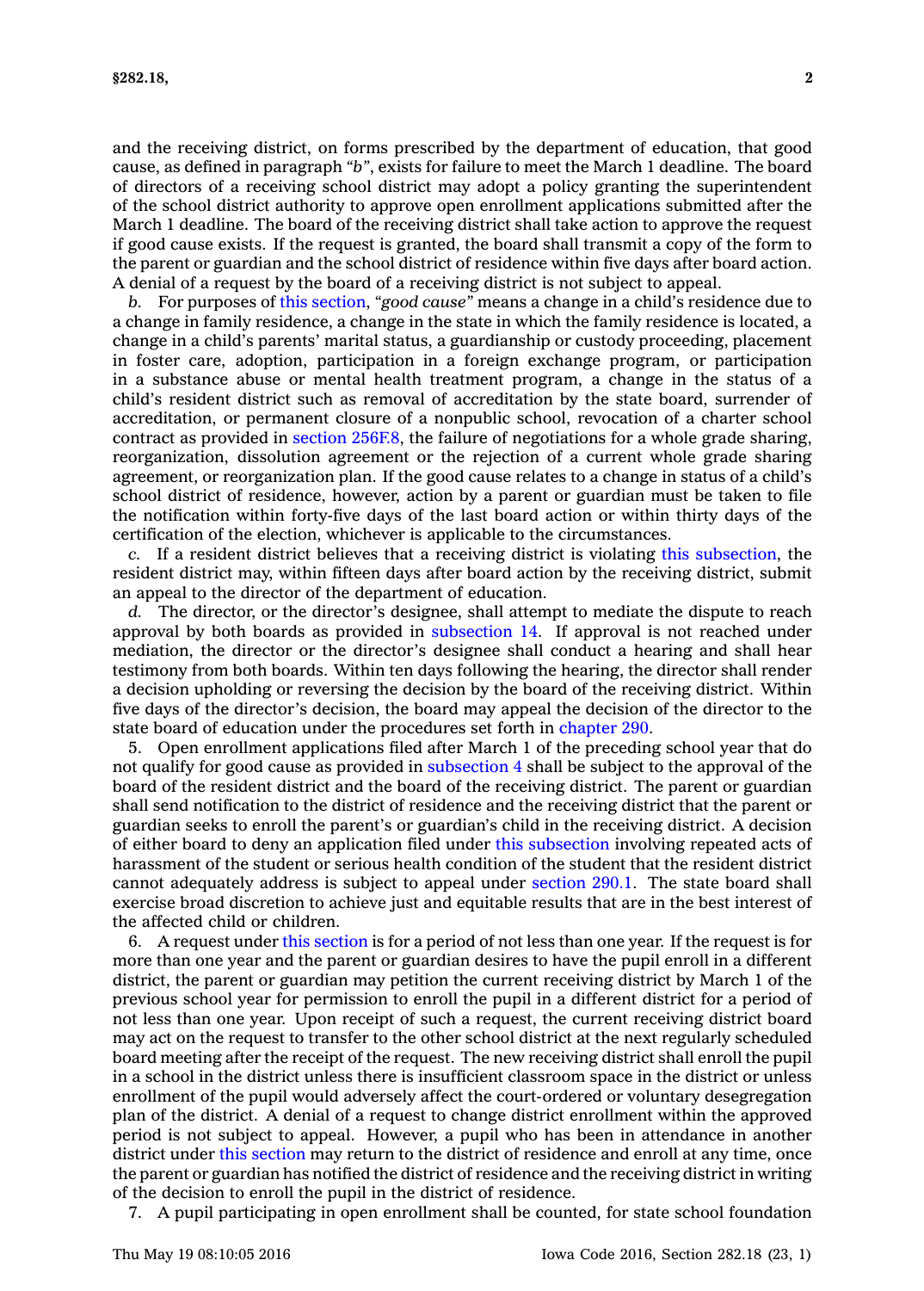and the receiving district, on forms prescribed by the department of education, that good cause, as defined in paragraph *"b"*, exists for failure to meet the March 1 deadline. The board of directors of a receiving school district may adopt a policy granting the superintendent of the school district authority to approve open enrollment applications submitted after the March 1 deadline. The board of the receiving district shall take action to approve the request if good cause exists. If the request is granted, the board shall transmit a copy of the form to the parent or guardian and the school district of residence within five days after board action. A denial of a request by the board of a receiving district is not subject to appeal.

*b.* For purposes of this section, *"good cause"* means a change in a child's residence due to a change in family residence, a change in the state in which the family residence is located, a change in a child's parents' marital status, a guardianship or custody proceeding, placement in foster care, adoption, participation in a foreign exchange program, or participation in a substance abuse or mental health treatment program, a change in the status of a child's resident district such as removal of accreditation by the state board, surrender of accreditation, or permanent closure of a nonpublic school, revocation of a charter school contract as provided in section 256F.8, the failure of negotiations for a whole grade sharing, reorganization, dissolution agreement or the rejection of a current whole grade sharing agreement, or reorganization plan. If the good cause relates to a change in status of a child's school district of residence, however, action by a parent or guardian must be taken to file the notification within forty-five days of the last board action or within thirty days of the certification of the election, whichever is applicable to the circumstances.

*c.* If a resident district believes that a receiving district is violating this subsection, the resident district may, within fifteen days after board action by the receiving district, submit an appeal to the director of the department of education.

*d.* The director, or the director's designee, shall attempt to mediate the dispute to reach approval by both boards as provided in subsection 14. If approval is not reached under mediation, the director or the director's designee shall conduct a hearing and shall hear testimony from both boards. Within ten days following the hearing, the director shall render a decision upholding or reversing the decision by the board of the receiving district. Within five days of the director's decision, the board may appeal the decision of the director to the state board of education under the procedures set forth in chapter 290.

5. Open enrollment applications filed after March 1 of the preceding school year that do not qualify for good cause as provided in subsection 4 shall be subject to the approval of the board of the resident district and the board of the receiving district. The parent or guardian shall send notification to the district of residence and the receiving district that the parent or guardian seeks to enroll the parent's or guardian's child in the receiving district. A decision of either board to deny an application filed under this subsection involving repeated acts of harassment of the student or serious health condition of the student that the resident district cannot adequately address is subject to appeal under section 290.1. The state board shall exercise broad discretion to achieve just and equitable results that are in the best interest of the affected child or children.

6. A request under this section is for a period of not less than one year. If the request is for more than one year and the parent or guardian desires to have the pupil enroll in a different district, the parent or guardian may petition the current receiving district by March 1 of the previous school year for permission to enroll the pupil in a different district for a period of not less than one year. Upon receipt of such a request, the current receiving district board may act on the request to transfer to the other school district at the next regularly scheduled board meeting after the receipt of the request. The new receiving district shall enroll the pupil in a school in the district unless there is insufficient classroom space in the district or unless enrollment of the pupil would adversely affect the court-ordered or voluntary desegregation plan of the district. A denial of a request to change district enrollment within the approved period is not subject to appeal. However, a pupil who has been in attendance in another district under this section may return to the district of residence and enroll at any time, once the parent or guardian has notified the district of residence and the receiving district in writing of the decision to enroll the pupil in the district of residence.

7. A pupil participating in open enrollment shall be counted, for state school foundation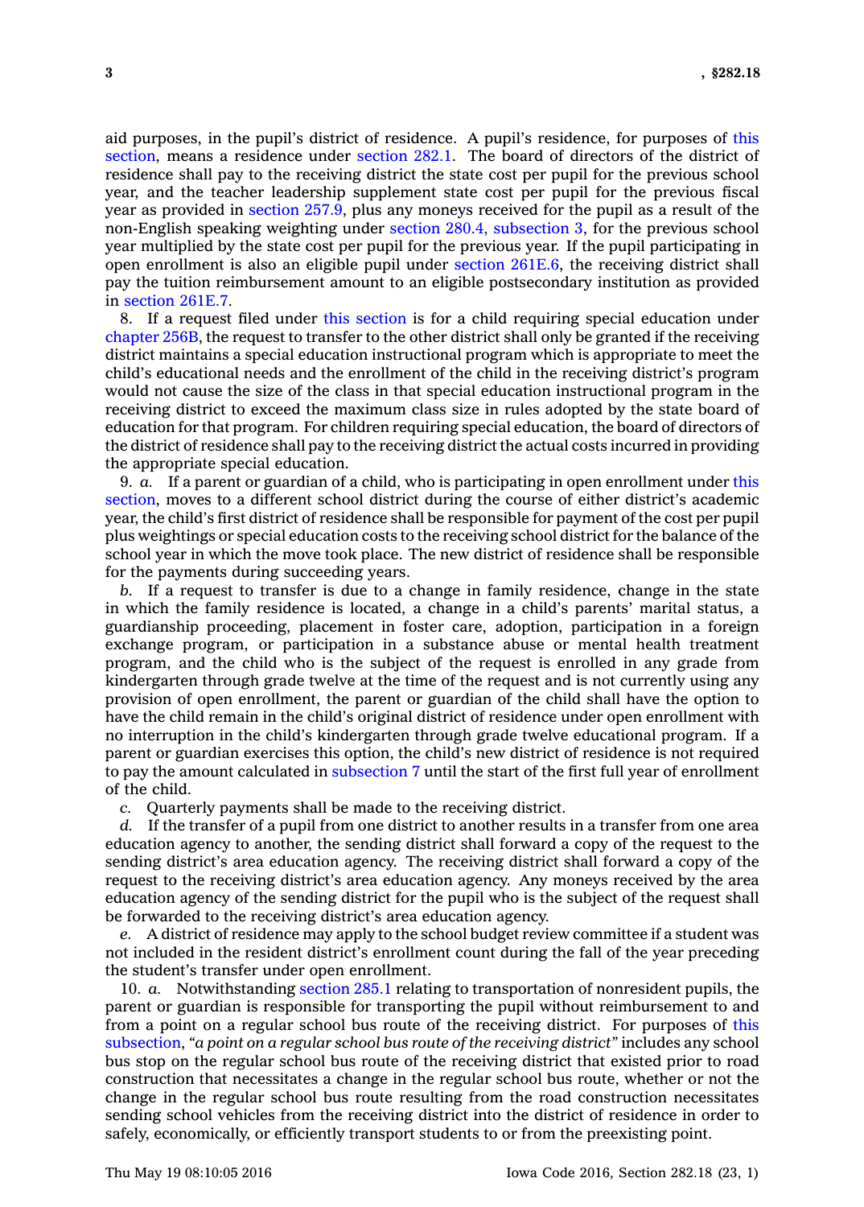aid purposes, in the pupil's district of residence. A pupil's residence, for purposes of this section, means a residence under section 282.1. The board of directors of the district of residence shall pay to the receiving district the state cost per pupil for the previous school year, and the teacher leadership supplement state cost per pupil for the previous fiscal year as provided in section 257.9, plus any moneys received for the pupil as a result of the non-English speaking weighting under section 280.4, subsection 3, for the previous school year multiplied by the state cost per pupil for the previous year. If the pupil participating in open enrollment is also an eligible pupil under section 261E.6, the receiving district shall pay the tuition reimbursement amount to an eligible postsecondary institution as provided in section 261E.7.

8. If a request filed under this section is for a child requiring special education under chapter 256B, the request to transfer to the other district shall only be granted if the receiving district maintains a special education instructional program which is appropriate to meet the child's educational needs and the enrollment of the child in the receiving district's program would not cause the size of the class in that special education instructional program in the receiving district to exceed the maximum class size in rules adopted by the state board of education for that program. For children requiring special education, the board of directors of the district of residence shall pay to the receiving district the actual costs incurred in providing the appropriate special education.

9. *a.* If a parent or guardian of a child, who is participating in open enrollment under this section, moves to a different school district during the course of either district's academic year, the child's first district of residence shall be responsible for payment of the cost per pupil plus weightings or special education costs to the receiving school district for the balance of the school year in which the move took place. The new district of residence shall be responsible for the payments during succeeding years.

*b.* If a request to transfer is due to a change in family residence, change in the state in which the family residence is located, a change in a child's parents' marital status, a guardianship proceeding, placement in foster care, adoption, participation in a foreign exchange program, or participation in a substance abuse or mental health treatment program, and the child who is the subject of the request is enrolled in any grade from kindergarten through grade twelve at the time of the request and is not currently using any provision of open enrollment, the parent or guardian of the child shall have the option to have the child remain in the child's original district of residence under open enrollment with no interruption in the child's kindergarten through grade twelve educational program. If a parent or guardian exercises this option, the child's new district of residence is not required to pay the amount calculated in subsection 7 until the start of the first full year of enrollment of the child.

*c.* Quarterly payments shall be made to the receiving district.

*d.* If the transfer of a pupil from one district to another results in a transfer from one area education agency to another, the sending district shall forward a copy of the request to the sending district's area education agency. The receiving district shall forward a copy of the request to the receiving district's area education agency. Any moneys received by the area education agency of the sending district for the pupil who is the subject of the request shall be forwarded to the receiving district's area education agency.

*e.* A district of residence may apply to the school budget review committee if a student was not included in the resident district's enrollment count during the fall of the year preceding the student's transfer under open enrollment.

10. *a.* Notwithstanding section 285.1 relating to transportation of nonresident pupils, the parent or guardian is responsible for transporting the pupil without reimbursement to and from a point on a regular school bus route of the receiving district. For purposes of this subsection, *"a point on a regular school bus route of the receiving district"* includes any school bus stop on the regular school bus route of the receiving district that existed prior to road construction that necessitates a change in the regular school bus route, whether or not the change in the regular school bus route resulting from the road construction necessitates sending school vehicles from the receiving district into the district of residence in order to safely, economically, or efficiently transport students to or from the preexisting point.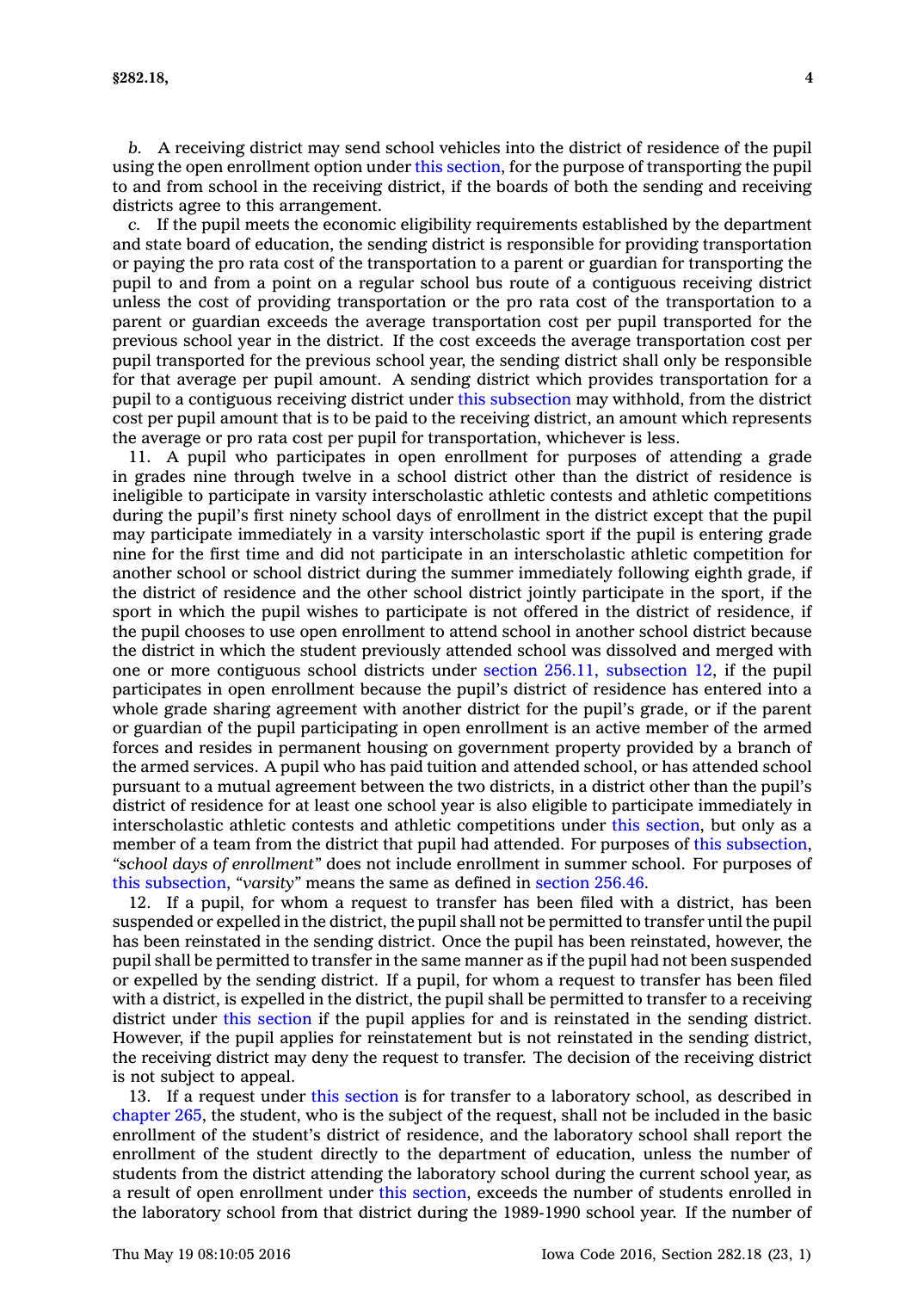*b.* A receiving district may send school vehicles into the district of residence of the pupil using the open enrollment option under this section, for the purpose of transporting the pupil to and from school in the receiving district, if the boards of both the sending and receiving districts agree to this arrangement.

*c.* If the pupil meets the economic eligibility requirements established by the department and state board of education, the sending district is responsible for providing transportation or paying the pro rata cost of the transportation to a parent or guardian for transporting the pupil to and from a point on a regular school bus route of a contiguous receiving district unless the cost of providing transportation or the pro rata cost of the transportation to a parent or guardian exceeds the average transportation cost per pupil transported for the previous school year in the district. If the cost exceeds the average transportation cost per pupil transported for the previous school year, the sending district shall only be responsible for that average per pupil amount. A sending district which provides transportation for a pupil to a contiguous receiving district under this subsection may withhold, from the district cost per pupil amount that is to be paid to the receiving district, an amount which represents the average or pro rata cost per pupil for transportation, whichever is less.

11. A pupil who participates in open enrollment for purposes of attending a grade in grades nine through twelve in a school district other than the district of residence is ineligible to participate in varsity interscholastic athletic contests and athletic competitions during the pupil's first ninety school days of enrollment in the district except that the pupil may participate immediately in a varsity interscholastic sport if the pupil is entering grade nine for the first time and did not participate in an interscholastic athletic competition for another school or school district during the summer immediately following eighth grade, if the district of residence and the other school district jointly participate in the sport, if the sport in which the pupil wishes to participate is not offered in the district of residence, if the pupil chooses to use open enrollment to attend school in another school district because the district in which the student previously attended school was dissolved and merged with one or more contiguous school districts under section 256.11, subsection 12, if the pupil participates in open enrollment because the pupil's district of residence has entered into a whole grade sharing agreement with another district for the pupil's grade, or if the parent or guardian of the pupil participating in open enrollment is an active member of the armed forces and resides in permanent housing on government property provided by a branch of the armed services. A pupil who has paid tuition and attended school, or has attended school pursuant to a mutual agreement between the two districts, in a district other than the pupil's district of residence for at least one school year is also eligible to participate immediately in interscholastic athletic contests and athletic competitions under this section, but only as a member of a team from the district that pupil had attended. For purposes of this subsection, *"school days of enrollment"* does not include enrollment in summer school. For purposes of this subsection, *"varsity"* means the same as defined in section 256.46.

12. If a pupil, for whom a request to transfer has been filed with a district, has been suspended or expelled in the district, the pupil shall not be permitted to transfer until the pupil has been reinstated in the sending district. Once the pupil has been reinstated, however, the pupil shall be permitted to transfer in the same manner as if the pupil had not been suspended or expelled by the sending district. If a pupil, for whom a request to transfer has been filed with a district, is expelled in the district, the pupil shall be permitted to transfer to a receiving district under this section if the pupil applies for and is reinstated in the sending district. However, if the pupil applies for reinstatement but is not reinstated in the sending district, the receiving district may deny the request to transfer. The decision of the receiving district is not subject to appeal.

13. If a request under this section is for transfer to a laboratory school, as described in chapter 265, the student, who is the subject of the request, shall not be included in the basic enrollment of the student's district of residence, and the laboratory school shall report the enrollment of the student directly to the department of education, unless the number of students from the district attending the laboratory school during the current school year, as a result of open enrollment under this section, exceeds the number of students enrolled in the laboratory school from that district during the 1989-1990 school year. If the number of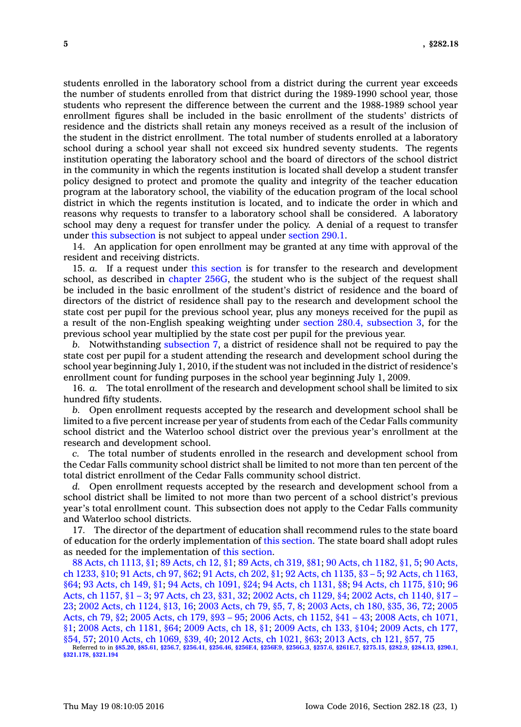students enrolled in the laboratory school from a district during the current year exceeds the number of students enrolled from that district during the 1989-1990 school year, those students who represent the difference between the current and the 1988-1989 school year enrollment figures shall be included in the basic enrollment of the students' districts of residence and the districts shall retain any moneys received as a result of the inclusion of the student in the district enrollment. The total number of students enrolled at a laboratory school during a school year shall not exceed six hundred seventy students. The regents institution operating the laboratory school and the board of directors of the school district in the community in which the regents institution is located shall develop a student transfer policy designed to protect and promote the quality and integrity of the teacher education program at the laboratory school, the viability of the education program of the local school district in which the regents institution is located, and to indicate the order in which and reasons why requests to transfer to a laboratory school shall be considered. A laboratory school may deny a request for transfer under the policy. A denial of a request to transfer under this subsection is not subject to appeal under section 290.1.

14. An application for open enrollment may be granted at any time with approval of the resident and receiving districts.

15. *a.* If a request under this section is for transfer to the research and development school, as described in chapter 256G, the student who is the subject of the request shall be included in the basic enrollment of the student's district of residence and the board of directors of the district of residence shall pay to the research and development school the state cost per pupil for the previous school year, plus any moneys received for the pupil as a result of the non-English speaking weighting under section 280.4, subsection 3, for the previous school year multiplied by the state cost per pupil for the previous year.

*b.* Notwithstanding subsection 7, a district of residence shall not be required to pay the state cost per pupil for a student attending the research and development school during the school year beginning July 1, 2010, if the student was not included in the district of residence's enrollment count for funding purposes in the school year beginning July 1, 2009.

16. *a.* The total enrollment of the research and development school shall be limited to six hundred fifty students.

*b.* Open enrollment requests accepted by the research and development school shall be limited to a five percent increase per year of students from each of the Cedar Falls community school district and the Waterloo school district over the previous year's enrollment at the research and development school.

*c.* The total number of students enrolled in the research and development school from the Cedar Falls community school district shall be limited to not more than ten percent of the total district enrollment of the Cedar Falls community school district.

*d.* Open enrollment requests accepted by the research and development school from a school district shall be limited to not more than two percent of a school district's previous year's total enrollment count. This subsection does not apply to the Cedar Falls community and Waterloo school districts.

17. The director of the department of education shall recommend rules to the state board of education for the orderly implementation of this section. The state board shall adopt rules as needed for the implementation of this section.

88 Acts, ch 1113, §1; 89 Acts, ch 12, §1; 89 Acts, ch 319, §81; 90 Acts, ch 1182, §1, 5; 90 Acts, ch 1233, §10; 91 Acts, ch 97, §62; 91 Acts, ch 202, §1; 92 Acts, ch 1135, §3 – 5; 92 Acts, ch 1163, §64; 93 Acts, ch 149, §1; 94 Acts, ch 1091, §24; 94 Acts, ch 1131, §8; 94 Acts, ch 1175, §10; 96 Acts, ch 1157, §1 – 3; 97 Acts, ch 23, §31, 32; 2002 Acts, ch 1129, §4; 2002 Acts, ch 1140, §17 – 23; 2002 Acts, ch 1124, §13, 16; 2003 Acts, ch 79, §5, 7, 8; 2003 Acts, ch 180, §35, 36, 72; 2005 Acts, ch 79, §2; 2005 Acts, ch 179, §93 – 95; 2006 Acts, ch 1152, §41 – 43; 2008 Acts, ch 1071, §1; 2008 Acts, ch 1181, §64; 2009 Acts, ch 18, §1; 2009 Acts, ch 133, §104; 2009 Acts, ch 177, §54, 57; 2010 Acts, ch 1069, §39, 40; 2012 Acts, ch 1021, §63; 2013 Acts, ch 121, §57, 75

Referred to in §85.20, §85.61, §256.7, §256.41, §256.46, §256F.4, §256F.9, §256G.3, §257.6, §261E.7, §275.15, §282.9, §284.13, §290.1, §321.178, §321.194